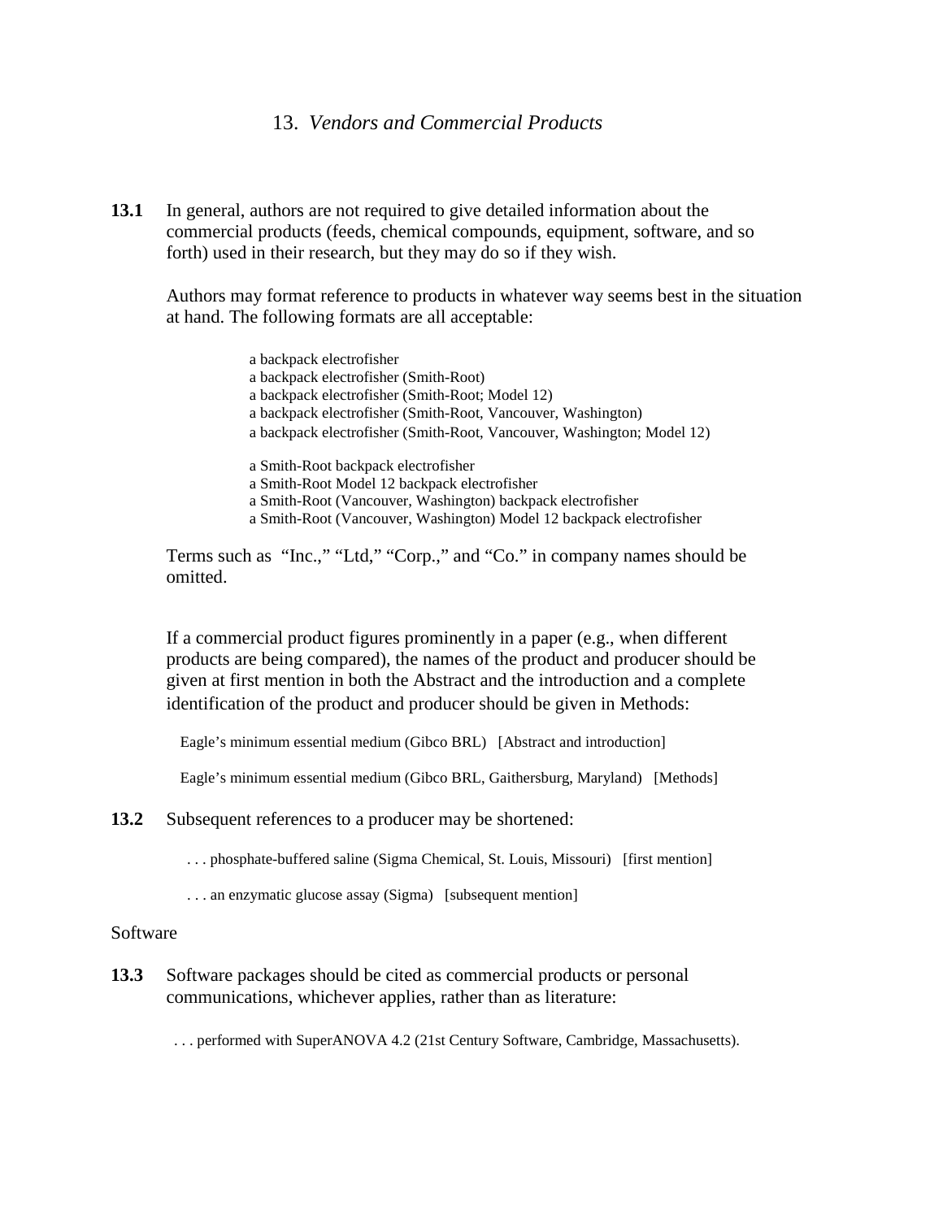# 13. *Vendors and Commercial Products*

**13.1** In general, authors are not required to give detailed information about the commercial products (feeds, chemical compounds, equipment, software, and so forth) used in their research, but they may do so if they wish.

Authors may format reference to products in whatever way seems best in the situation at hand. The following formats are all acceptable:

> a backpack electrofisher
> a backpack electrofisher (Smith-Root)
> a backpack electrofisher (Smith-Root; Model 12)
> a backpack electrofisher (Smith-Root, Vancouver, Washington)
> a backpack electrofisher (Smith-Root, Vancouver, Washington; Model 12)
>
> a Smith-Root backpack electrofisher
> a Smith-Root Model 12 backpack electrofisher
> a Smith-Root (Vancouver, Washington) backpack electrofisher
> a Smith-Root (Vancouver, Washington) Model 12 backpack electrofisher

Terms such as "Inc.," "Ltd," "Corp.," and "Co." in company names should be omitted.

If a commercial product figures prominently in a paper (e.g., when different products are being compared), the names of the product and producer should be given at first mention in both the Abstract and the introduction and a complete identification of the product and producer should be given in Methods:

> Eagle's minimum essential medium (Gibco BRL) [Abstract and introduction]
>
> Eagle's minimum essential medium (Gibco BRL, Gaithersburg, Maryland) [Methods]

**13.2** Subsequent references to a producer may be shortened:

> . . . phosphate-buffered saline (Sigma Chemical, St. Louis, Missouri) [first mention]
>
> . . . an enzymatic glucose assay (Sigma) [subsequent mention]

Software

**13.3** Software packages should be cited as commercial products or personal communications, whichever applies, rather than as literature:

> . . . performed with SuperANOVA 4.2 (21st Century Software, Cambridge, Massachusetts).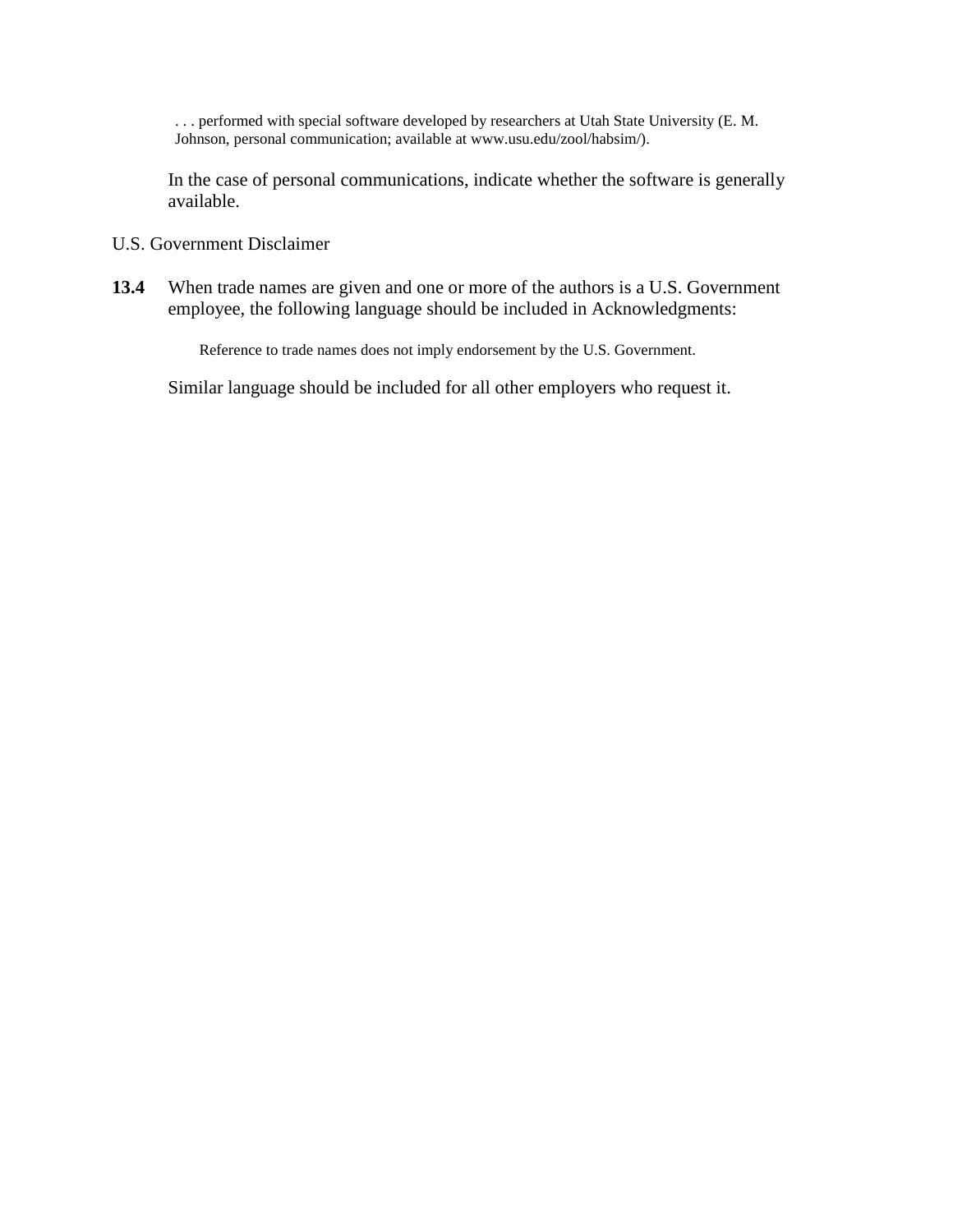> . . . performed with special software developed by researchers at Utah State University (E. M. Johnson, personal communication; available at www.usu.edu/zool/habsim/).

In the case of personal communications, indicate whether the software is generally available.

U.S. Government Disclaimer

**13.4** When trade names are given and one or more of the authors is a U.S. Government employee, the following language should be included in Acknowledgments:

> Reference to trade names does not imply endorsement by the U.S. Government.

Similar language should be included for all other employers who request it.